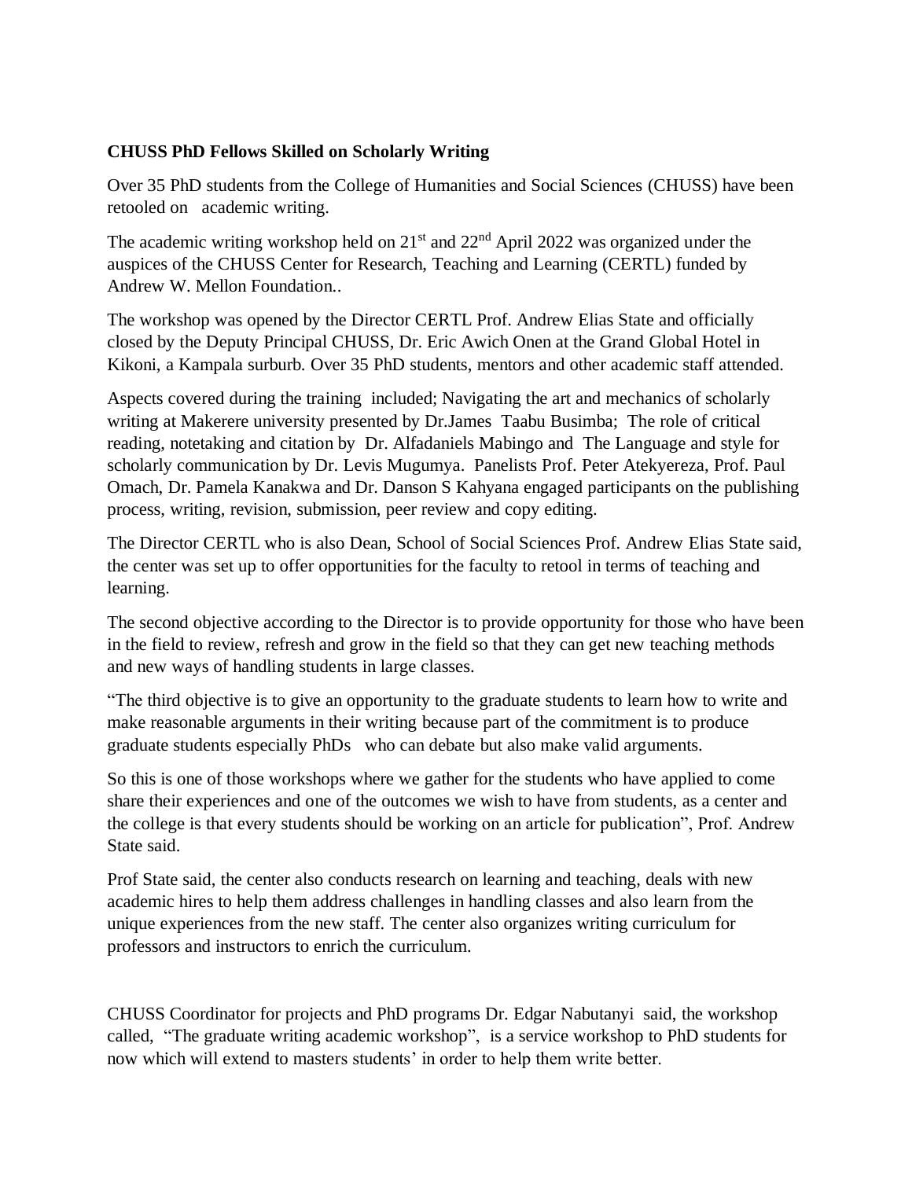**CHUSS PhD Fellows Skilled on Scholarly Writing**

Over 35 PhD students from the College of Humanities and Social Sciences (CHUSS) have been retooled on academic writing.

The academic writing workshop held on 21st and 22nd April 2022 was organized under the auspices of the CHUSS Center for Research, Teaching and Learning (CERTL) funded by Andrew W. Mellon Foundation..

The workshop was opened by the Director CERTL Prof. Andrew Elias State and officially closed by the Deputy Principal CHUSS, Dr. Eric Awich Onen at the Grand Global Hotel in Kikoni, a Kampala surburb. Over 35 PhD students, mentors and other academic staff attended.

Aspects covered during the training included; Navigating the art and mechanics of scholarly writing at Makerere university presented by Dr.James Taabu Busimba; The role of critical reading, notetaking and citation by Dr. Alfadaniels Mabingo and The Language and style for scholarly communication by Dr. Levis Mugumya. Panelists Prof. Peter Atekyereza, Prof. Paul Omach, Dr. Pamela Kanakwa and Dr. Danson S Kahyana engaged participants on the publishing process, writing, revision, submission, peer review and copy editing.

The Director CERTL who is also Dean, School of Social Sciences Prof. Andrew Elias State said, the center was set up to offer opportunities for the faculty to retool in terms of teaching and learning.

The second objective according to the Director is to provide opportunity for those who have been in the field to review, refresh and grow in the field so that they can get new teaching methods and new ways of handling students in large classes.

"The third objective is to give an opportunity to the graduate students to learn how to write and make reasonable arguments in their writing because part of the commitment is to produce graduate students especially PhDs who can debate but also make valid arguments.

So this is one of those workshops where we gather for the students who have applied to come share their experiences and one of the outcomes we wish to have from students, as a center and the college is that every students should be working on an article for publication", Prof. Andrew State said.

Prof State said, the center also conducts research on learning and teaching, deals with new academic hires to help them address challenges in handling classes and also learn from the unique experiences from the new staff. The center also organizes writing curriculum for professors and instructors to enrich the curriculum.

CHUSS Coordinator for projects and PhD programs Dr. Edgar Nabutanyi said, the workshop called, "The graduate writing academic workshop", is a service workshop to PhD students for now which will extend to masters students' in order to help them write better.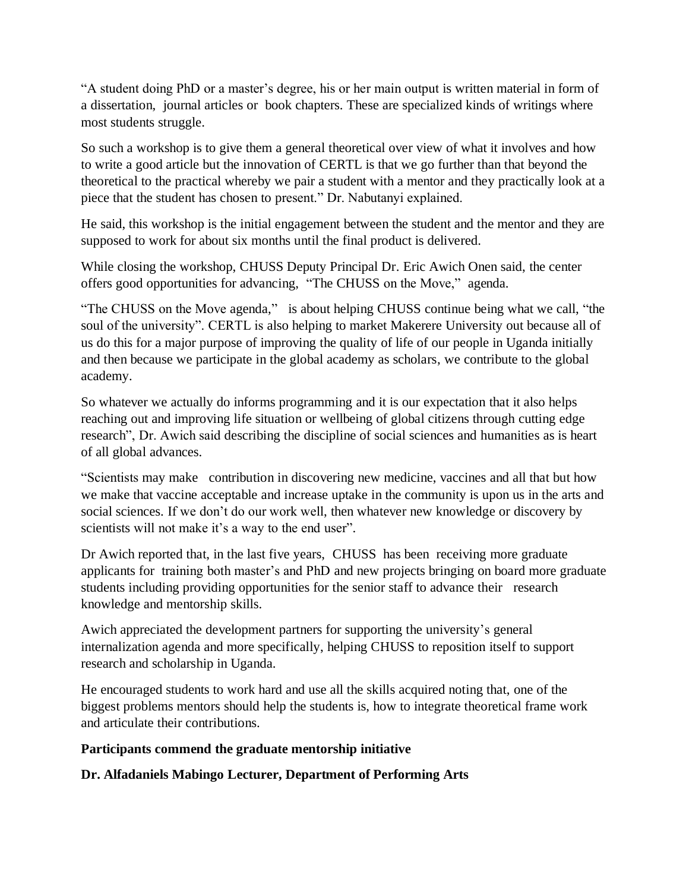"A student doing PhD or a master's degree, his or her main output is written material in form of a dissertation, journal articles or book chapters. These are specialized kinds of writings where most students struggle.

So such a workshop is to give them a general theoretical over view of what it involves and how to write a good article but the innovation of CERTL is that we go further than that beyond the theoretical to the practical whereby we pair a student with a mentor and they practically look at a piece that the student has chosen to present." Dr. Nabutanyi explained.

He said, this workshop is the initial engagement between the student and the mentor and they are supposed to work for about six months until the final product is delivered.

While closing the workshop, CHUSS Deputy Principal Dr. Eric Awich Onen said, the center offers good opportunities for advancing, "The CHUSS on the Move," agenda.

"The CHUSS on the Move agenda," is about helping CHUSS continue being what we call, "the soul of the university". CERTL is also helping to market Makerere University out because all of us do this for a major purpose of improving the quality of life of our people in Uganda initially and then because we participate in the global academy as scholars, we contribute to the global academy.

So whatever we actually do informs programming and it is our expectation that it also helps reaching out and improving life situation or wellbeing of global citizens through cutting edge research", Dr. Awich said describing the discipline of social sciences and humanities as is heart of all global advances.

"Scientists may make contribution in discovering new medicine, vaccines and all that but how we make that vaccine acceptable and increase uptake in the community is upon us in the arts and social sciences. If we don't do our work well, then whatever new knowledge or discovery by scientists will not make it's a way to the end user".

Dr Awich reported that, in the last five years, CHUSS has been receiving more graduate applicants for training both master's and PhD and new projects bringing on board more graduate students including providing opportunities for the senior staff to advance their research knowledge and mentorship skills.

Awich appreciated the development partners for supporting the university's general internalization agenda and more specifically, helping CHUSS to reposition itself to support research and scholarship in Uganda.

He encouraged students to work hard and use all the skills acquired noting that, one of the biggest problems mentors should help the students is, how to integrate theoretical frame work and articulate their contributions.

**Participants commend the graduate mentorship initiative**

**Dr. Alfadaniels Mabingo Lecturer, Department of Performing Arts**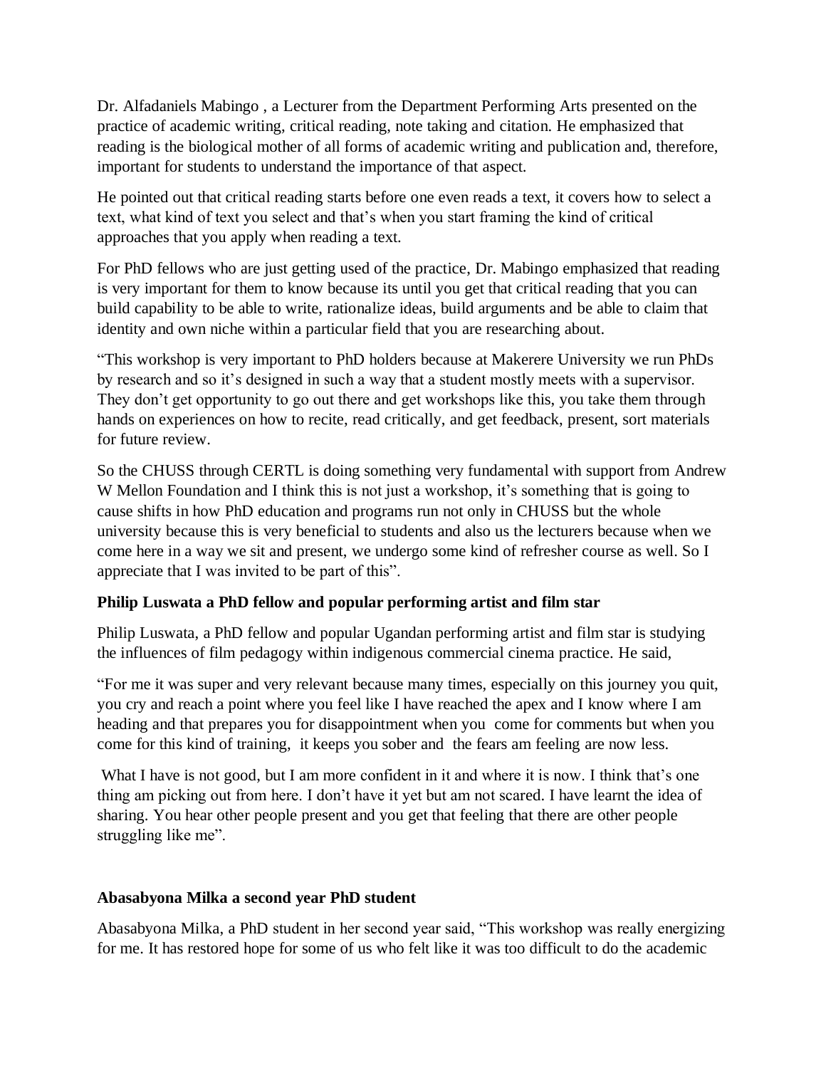Dr. Alfadaniels Mabingo , a Lecturer from the Department Performing Arts presented on the practice of academic writing, critical reading, note taking and citation. He emphasized that reading is the biological mother of all forms of academic writing and publication and, therefore, important for students to understand the importance of that aspect.

He pointed out that critical reading starts before one even reads a text, it covers how to select a text, what kind of text you select and that's when you start framing the kind of critical approaches that you apply when reading a text.

For PhD fellows who are just getting used of the practice, Dr. Mabingo emphasized that reading is very important for them to know because its until you get that critical reading that you can build capability to be able to write, rationalize ideas, build arguments and be able to claim that identity and own niche within a particular field that you are researching about.

"This workshop is very important to PhD holders because at Makerere University we run PhDs by research and so it's designed in such a way that a student mostly meets with a supervisor. They don't get opportunity to go out there and get workshops like this, you take them through hands on experiences on how to recite, read critically, and get feedback, present, sort materials for future review.

So the CHUSS through CERTL is doing something very fundamental with support from Andrew W Mellon Foundation and I think this is not just a workshop, it's something that is going to cause shifts in how PhD education and programs run not only in CHUSS but the whole university because this is very beneficial to students and also us the lecturers because when we come here in a way we sit and present, we undergo some kind of refresher course as well. So I appreciate that I was invited to be part of this".

**Philip Luswata a PhD fellow and popular performing artist and film star**

Philip Luswata, a PhD fellow and popular Ugandan performing artist and film star is studying the influences of film pedagogy within indigenous commercial cinema practice. He said,

"For me it was super and very relevant because many times, especially on this journey you quit, you cry and reach a point where you feel like I have reached the apex and I know where I am heading and that prepares you for disappointment when you come for comments but when you come for this kind of training, it keeps you sober and the fears am feeling are now less.

What I have is not good, but I am more confident in it and where it is now. I think that's one thing am picking out from here. I don't have it yet but am not scared. I have learnt the idea of sharing. You hear other people present and you get that feeling that there are other people struggling like me".

**Abasabyona Milka a second year PhD student**

Abasabyona Milka, a PhD student in her second year said, "This workshop was really energizing for me. It has restored hope for some of us who felt like it was too difficult to do the academic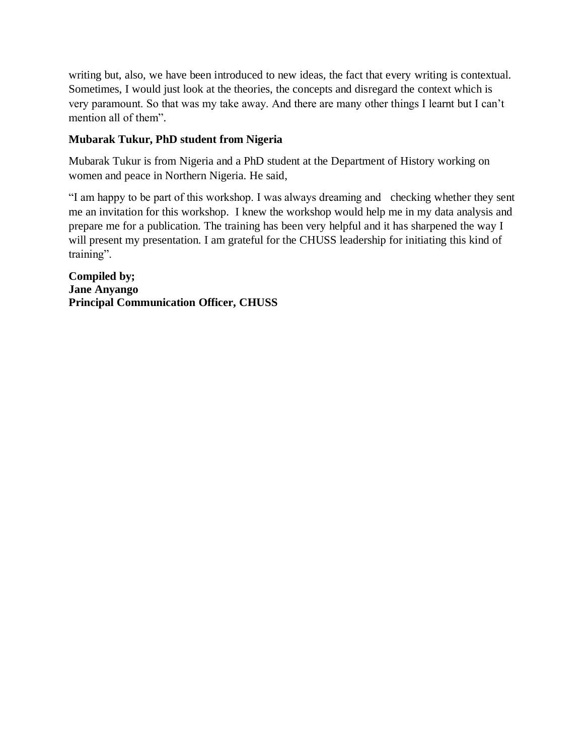writing but, also, we have been introduced to new ideas, the fact that every writing is contextual. Sometimes, I would just look at the theories, the concepts and disregard the context which is very paramount. So that was my take away. And there are many other things I learnt but I can't mention all of them".

**Mubarak Tukur, PhD student from Nigeria**

Mubarak Tukur is from Nigeria and a PhD student at the Department of History working on women and peace in Northern Nigeria. He said,

"I am happy to be part of this workshop. I was always dreaming and checking whether they sent me an invitation for this workshop. I knew the workshop would help me in my data analysis and prepare me for a publication. The training has been very helpful and it has sharpened the way I will present my presentation. I am grateful for the CHUSS leadership for initiating this kind of training".

**Compiled by;**
**Jane Anyango**
**Principal Communication Officer, CHUSS**